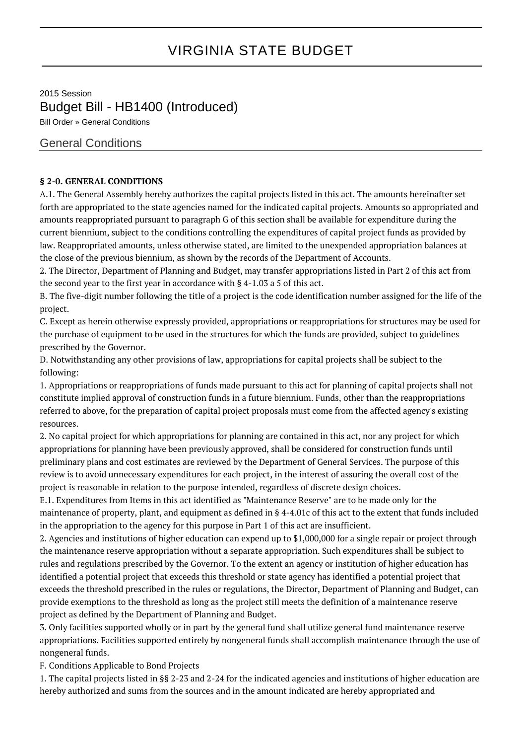// VIRGINIA STATE BUDGET

2015 Session

# Budget Bill - HB1400 (Introduced)

Bill Order » General Conditions

## General Conditions

**§ 2-0. GENERAL CONDITIONS**

A.1. The General Assembly hereby authorizes the capital projects listed in this act. The amounts hereinafter set forth are appropriated to the state agencies named for the indicated capital projects. Amounts so appropriated and amounts reappropriated pursuant to paragraph G of this section shall be available for expenditure during the current biennium, subject to the conditions controlling the expenditures of capital project funds as provided by law. Reappropriated amounts, unless otherwise stated, are limited to the unexpended appropriation balances at the close of the previous biennium, as shown by the records of the Department of Accounts.

2. The Director, Department of Planning and Budget, may transfer appropriations listed in Part 2 of this act from the second year to the first year in accordance with § 4-1.03 a 5 of this act.

B. The five-digit number following the title of a project is the code identification number assigned for the life of the project.

C. Except as herein otherwise expressly provided, appropriations or reappropriations for structures may be used for the purchase of equipment to be used in the structures for which the funds are provided, subject to guidelines prescribed by the Governor.

D. Notwithstanding any other provisions of law, appropriations for capital projects shall be subject to the following:

1. Appropriations or reappropriations of funds made pursuant to this act for planning of capital projects shall not constitute implied approval of construction funds in a future biennium. Funds, other than the reappropriations referred to above, for the preparation of capital project proposals must come from the affected agency's existing resources.

2. No capital project for which appropriations for planning are contained in this act, nor any project for which appropriations for planning have been previously approved, shall be considered for construction funds until preliminary plans and cost estimates are reviewed by the Department of General Services. The purpose of this review is to avoid unnecessary expenditures for each project, in the interest of assuring the overall cost of the project is reasonable in relation to the purpose intended, regardless of discrete design choices.

E.1. Expenditures from Items in this act identified as "Maintenance Reserve" are to be made only for the maintenance of property, plant, and equipment as defined in § 4-4.01c of this act to the extent that funds included in the appropriation to the agency for this purpose in Part 1 of this act are insufficient.

2. Agencies and institutions of higher education can expend up to $1,000,000 for a single repair or project through the maintenance reserve appropriation without a separate appropriation. Such expenditures shall be subject to rules and regulations prescribed by the Governor. To the extent an agency or institution of higher education has identified a potential project that exceeds this threshold or state agency has identified a potential project that exceeds the threshold prescribed in the rules or regulations, the Director, Department of Planning and Budget, can provide exemptions to the threshold as long as the project still meets the definition of a maintenance reserve project as defined by the Department of Planning and Budget.

3. Only facilities supported wholly or in part by the general fund shall utilize general fund maintenance reserve appropriations. Facilities supported entirely by nongeneral funds shall accomplish maintenance through the use of nongeneral funds.

F. Conditions Applicable to Bond Projects

1. The capital projects listed in §§ 2-23 and 2-24 for the indicated agencies and institutions of higher education are hereby authorized and sums from the sources and in the amount indicated are hereby appropriated and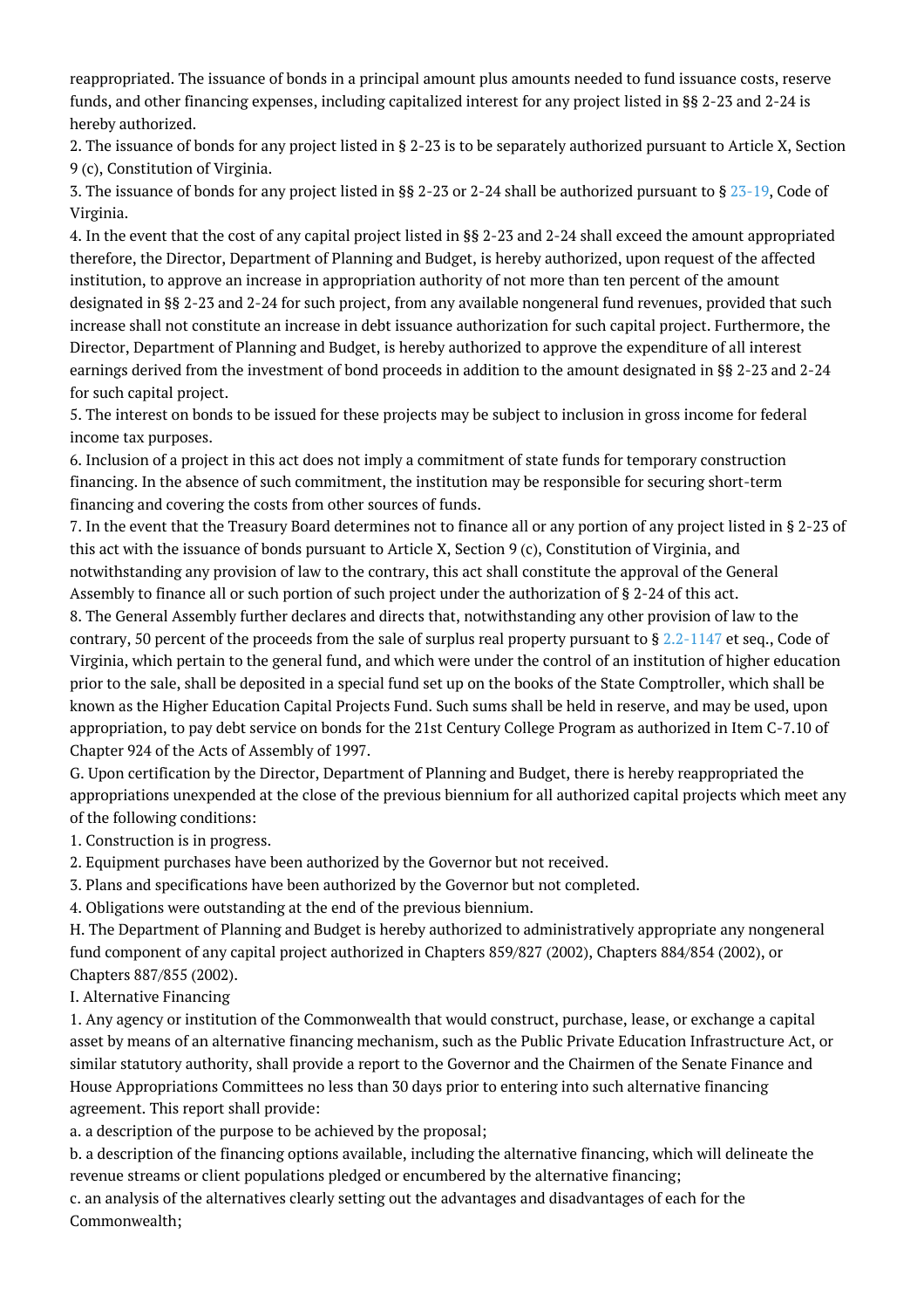reappropriated. The issuance of bonds in a principal amount plus amounts needed to fund issuance costs, reserve funds, and other financing expenses, including capitalized interest for any project listed in §§ 2-23 and 2-24 is hereby authorized.

2. The issuance of bonds for any project listed in § 2-23 is to be separately authorized pursuant to Article X, Section 9 (c), Constitution of Virginia.

3. The issuance of bonds for any project listed in §§ 2-23 or 2-24 shall be authorized pursuant to § 23-19, Code of Virginia.

4. In the event that the cost of any capital project listed in §§ 2-23 and 2-24 shall exceed the amount appropriated therefore, the Director, Department of Planning and Budget, is hereby authorized, upon request of the affected institution, to approve an increase in appropriation authority of not more than ten percent of the amount designated in §§ 2-23 and 2-24 for such project, from any available nongeneral fund revenues, provided that such increase shall not constitute an increase in debt issuance authorization for such capital project. Furthermore, the Director, Department of Planning and Budget, is hereby authorized to approve the expenditure of all interest earnings derived from the investment of bond proceeds in addition to the amount designated in §§ 2-23 and 2-24 for such capital project.

5. The interest on bonds to be issued for these projects may be subject to inclusion in gross income for federal income tax purposes.

6. Inclusion of a project in this act does not imply a commitment of state funds for temporary construction financing. In the absence of such commitment, the institution may be responsible for securing short-term financing and covering the costs from other sources of funds.

7. In the event that the Treasury Board determines not to finance all or any portion of any project listed in § 2-23 of this act with the issuance of bonds pursuant to Article X, Section 9 (c), Constitution of Virginia, and notwithstanding any provision of law to the contrary, this act shall constitute the approval of the General Assembly to finance all or such portion of such project under the authorization of § 2-24 of this act.

8. The General Assembly further declares and directs that, notwithstanding any other provision of law to the contrary, 50 percent of the proceeds from the sale of surplus real property pursuant to § 2.2-1147 et seq., Code of Virginia, which pertain to the general fund, and which were under the control of an institution of higher education prior to the sale, shall be deposited in a special fund set up on the books of the State Comptroller, which shall be known as the Higher Education Capital Projects Fund. Such sums shall be held in reserve, and may be used, upon appropriation, to pay debt service on bonds for the 21st Century College Program as authorized in Item C-7.10 of Chapter 924 of the Acts of Assembly of 1997.

G. Upon certification by the Director, Department of Planning and Budget, there is hereby reappropriated the appropriations unexpended at the close of the previous biennium for all authorized capital projects which meet any of the following conditions:

1. Construction is in progress.

2. Equipment purchases have been authorized by the Governor but not received.

3. Plans and specifications have been authorized by the Governor but not completed.

4. Obligations were outstanding at the end of the previous biennium.

H. The Department of Planning and Budget is hereby authorized to administratively appropriate any nongeneral fund component of any capital project authorized in Chapters 859/827 (2002), Chapters 884/854 (2002), or Chapters 887/855 (2002).

I. Alternative Financing

1. Any agency or institution of the Commonwealth that would construct, purchase, lease, or exchange a capital asset by means of an alternative financing mechanism, such as the Public Private Education Infrastructure Act, or similar statutory authority, shall provide a report to the Governor and the Chairmen of the Senate Finance and House Appropriations Committees no less than 30 days prior to entering into such alternative financing agreement. This report shall provide:

a. a description of the purpose to be achieved by the proposal;

b. a description of the financing options available, including the alternative financing, which will delineate the revenue streams or client populations pledged or encumbered by the alternative financing;

c. an analysis of the alternatives clearly setting out the advantages and disadvantages of each for the Commonwealth;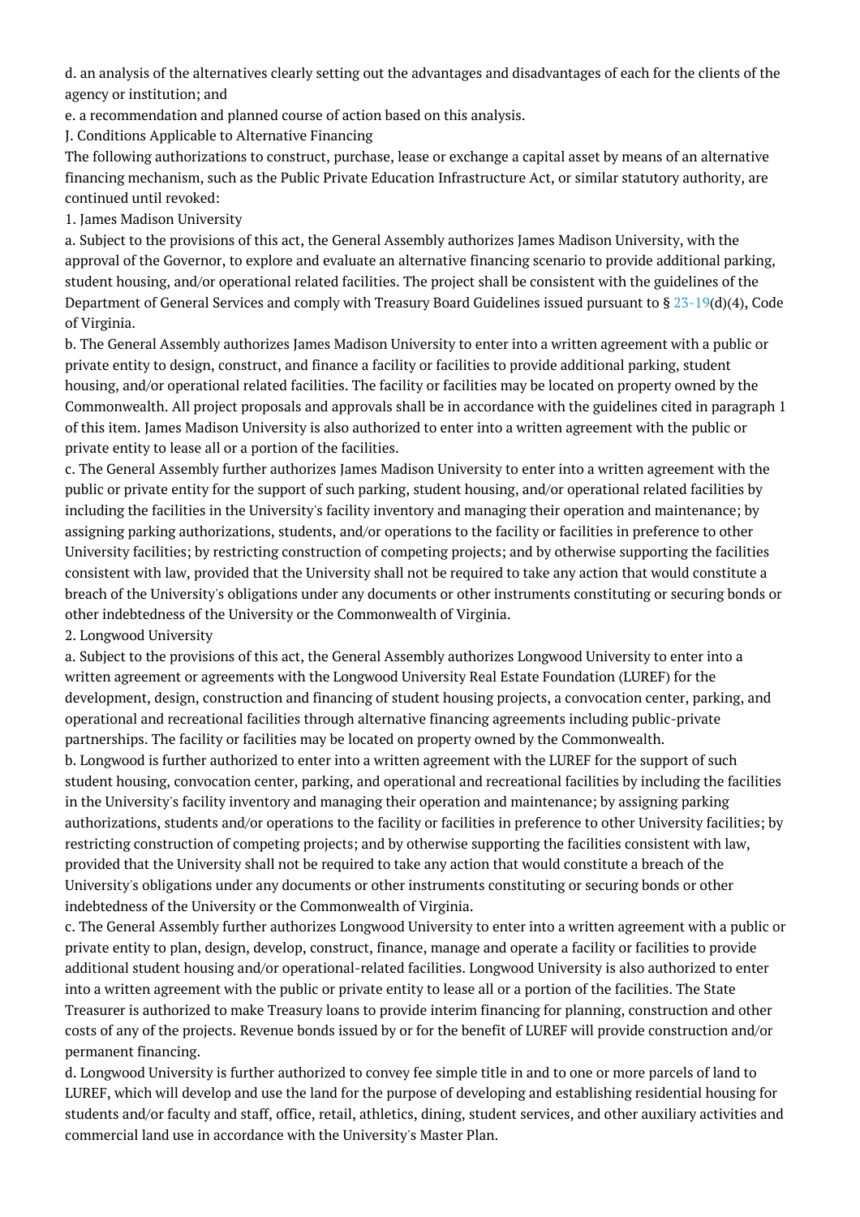d. an analysis of the alternatives clearly setting out the advantages and disadvantages of each for the clients of the agency or institution; and

e. a recommendation and planned course of action based on this analysis.

J. Conditions Applicable to Alternative Financing

The following authorizations to construct, purchase, lease or exchange a capital asset by means of an alternative financing mechanism, such as the Public Private Education Infrastructure Act, or similar statutory authority, are continued until revoked:

1. James Madison University

a. Subject to the provisions of this act, the General Assembly authorizes James Madison University, with the approval of the Governor, to explore and evaluate an alternative financing scenario to provide additional parking, student housing, and/or operational related facilities. The project shall be consistent with the guidelines of the Department of General Services and comply with Treasury Board Guidelines issued pursuant to § 23-19(d)(4), Code of Virginia.

b. The General Assembly authorizes James Madison University to enter into a written agreement with a public or private entity to design, construct, and finance a facility or facilities to provide additional parking, student housing, and/or operational related facilities. The facility or facilities may be located on property owned by the Commonwealth. All project proposals and approvals shall be in accordance with the guidelines cited in paragraph 1 of this item. James Madison University is also authorized to enter into a written agreement with the public or private entity to lease all or a portion of the facilities.

c. The General Assembly further authorizes James Madison University to enter into a written agreement with the public or private entity for the support of such parking, student housing, and/or operational related facilities by including the facilities in the University's facility inventory and managing their operation and maintenance; by assigning parking authorizations, students, and/or operations to the facility or facilities in preference to other University facilities; by restricting construction of competing projects; and by otherwise supporting the facilities consistent with law, provided that the University shall not be required to take any action that would constitute a breach of the University's obligations under any documents or other instruments constituting or securing bonds or other indebtedness of the University or the Commonwealth of Virginia.

2. Longwood University

a. Subject to the provisions of this act, the General Assembly authorizes Longwood University to enter into a written agreement or agreements with the Longwood University Real Estate Foundation (LUREF) for the development, design, construction and financing of student housing projects, a convocation center, parking, and operational and recreational facilities through alternative financing agreements including public-private partnerships. The facility or facilities may be located on property owned by the Commonwealth.

b. Longwood is further authorized to enter into a written agreement with the LUREF for the support of such student housing, convocation center, parking, and operational and recreational facilities by including the facilities in the University's facility inventory and managing their operation and maintenance; by assigning parking authorizations, students and/or operations to the facility or facilities in preference to other University facilities; by restricting construction of competing projects; and by otherwise supporting the facilities consistent with law, provided that the University shall not be required to take any action that would constitute a breach of the University's obligations under any documents or other instruments constituting or securing bonds or other indebtedness of the University or the Commonwealth of Virginia.

c. The General Assembly further authorizes Longwood University to enter into a written agreement with a public or private entity to plan, design, develop, construct, finance, manage and operate a facility or facilities to provide additional student housing and/or operational-related facilities. Longwood University is also authorized to enter into a written agreement with the public or private entity to lease all or a portion of the facilities. The State Treasurer is authorized to make Treasury loans to provide interim financing for planning, construction and other costs of any of the projects. Revenue bonds issued by or for the benefit of LUREF will provide construction and/or permanent financing.

d. Longwood University is further authorized to convey fee simple title in and to one or more parcels of land to LUREF, which will develop and use the land for the purpose of developing and establishing residential housing for students and/or faculty and staff, office, retail, athletics, dining, student services, and other auxiliary activities and commercial land use in accordance with the University's Master Plan.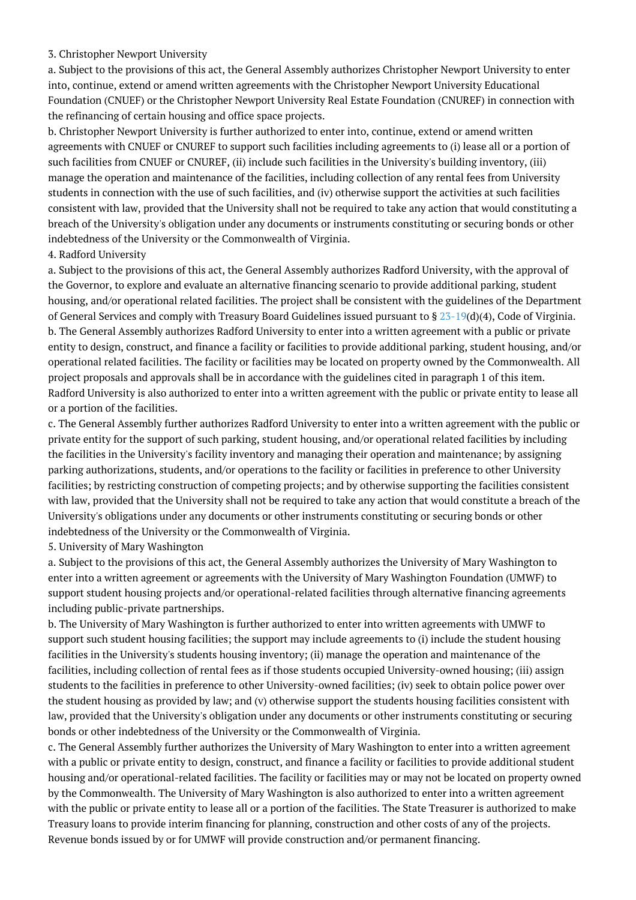3. Christopher Newport University

a. Subject to the provisions of this act, the General Assembly authorizes Christopher Newport University to enter into, continue, extend or amend written agreements with the Christopher Newport University Educational Foundation (CNUEF) or the Christopher Newport University Real Estate Foundation (CNUREF) in connection with the refinancing of certain housing and office space projects.

b. Christopher Newport University is further authorized to enter into, continue, extend or amend written agreements with CNUEF or CNUREF to support such facilities including agreements to (i) lease all or a portion of such facilities from CNUEF or CNUREF, (ii) include such facilities in the University's building inventory, (iii) manage the operation and maintenance of the facilities, including collection of any rental fees from University students in connection with the use of such facilities, and (iv) otherwise support the activities at such facilities consistent with law, provided that the University shall not be required to take any action that would constituting a breach of the University's obligation under any documents or instruments constituting or securing bonds or other indebtedness of the University or the Commonwealth of Virginia.

4. Radford University

a. Subject to the provisions of this act, the General Assembly authorizes Radford University, with the approval of the Governor, to explore and evaluate an alternative financing scenario to provide additional parking, student housing, and/or operational related facilities. The project shall be consistent with the guidelines of the Department of General Services and comply with Treasury Board Guidelines issued pursuant to § 23-19(d)(4), Code of Virginia.

b. The General Assembly authorizes Radford University to enter into a written agreement with a public or private entity to design, construct, and finance a facility or facilities to provide additional parking, student housing, and/or operational related facilities. The facility or facilities may be located on property owned by the Commonwealth. All project proposals and approvals shall be in accordance with the guidelines cited in paragraph 1 of this item. Radford University is also authorized to enter into a written agreement with the public or private entity to lease all or a portion of the facilities.

c. The General Assembly further authorizes Radford University to enter into a written agreement with the public or private entity for the support of such parking, student housing, and/or operational related facilities by including the facilities in the University's facility inventory and managing their operation and maintenance; by assigning parking authorizations, students, and/or operations to the facility or facilities in preference to other University facilities; by restricting construction of competing projects; and by otherwise supporting the facilities consistent with law, provided that the University shall not be required to take any action that would constitute a breach of the University's obligations under any documents or other instruments constituting or securing bonds or other indebtedness of the University or the Commonwealth of Virginia.

5. University of Mary Washington

a. Subject to the provisions of this act, the General Assembly authorizes the University of Mary Washington to enter into a written agreement or agreements with the University of Mary Washington Foundation (UMWF) to support student housing projects and/or operational-related facilities through alternative financing agreements including public-private partnerships.

b. The University of Mary Washington is further authorized to enter into written agreements with UMWF to support such student housing facilities; the support may include agreements to (i) include the student housing facilities in the University's students housing inventory; (ii) manage the operation and maintenance of the facilities, including collection of rental fees as if those students occupied University-owned housing; (iii) assign students to the facilities in preference to other University-owned facilities; (iv) seek to obtain police power over the student housing as provided by law; and (v) otherwise support the students housing facilities consistent with law, provided that the University's obligation under any documents or other instruments constituting or securing bonds or other indebtedness of the University or the Commonwealth of Virginia.

c. The General Assembly further authorizes the University of Mary Washington to enter into a written agreement with a public or private entity to design, construct, and finance a facility or facilities to provide additional student housing and/or operational-related facilities. The facility or facilities may or may not be located on property owned by the Commonwealth. The University of Mary Washington is also authorized to enter into a written agreement with the public or private entity to lease all or a portion of the facilities. The State Treasurer is authorized to make Treasury loans to provide interim financing for planning, construction and other costs of any of the projects. Revenue bonds issued by or for UMWF will provide construction and/or permanent financing.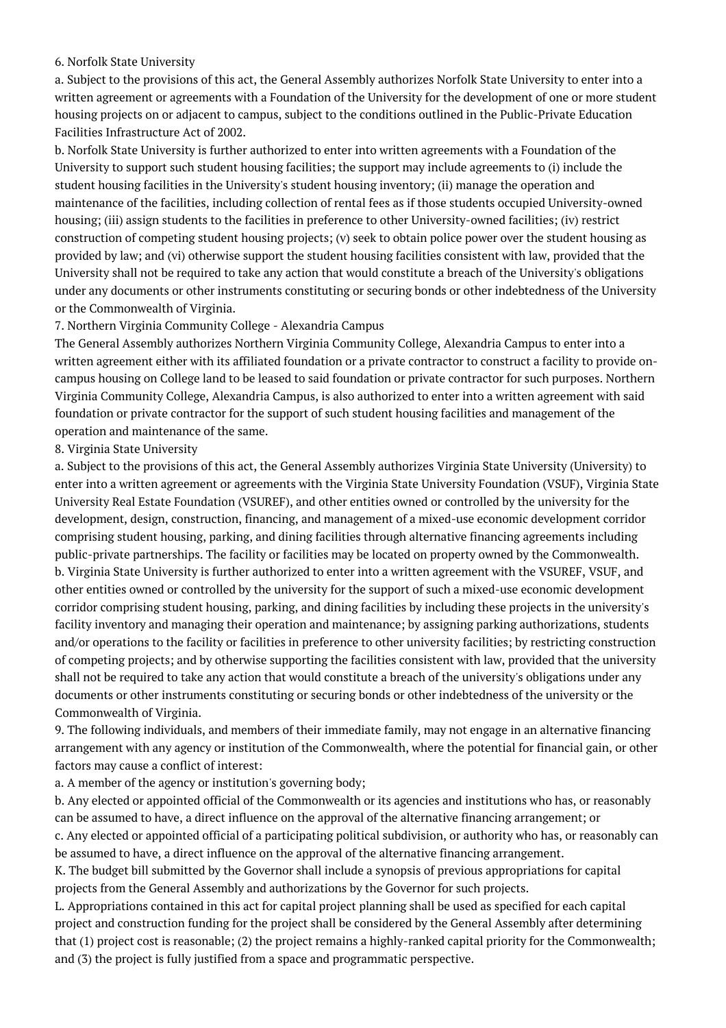6. Norfolk State University

a. Subject to the provisions of this act, the General Assembly authorizes Norfolk State University to enter into a written agreement or agreements with a Foundation of the University for the development of one or more student housing projects on or adjacent to campus, subject to the conditions outlined in the Public-Private Education Facilities Infrastructure Act of 2002.

b. Norfolk State University is further authorized to enter into written agreements with a Foundation of the University to support such student housing facilities; the support may include agreements to (i) include the student housing facilities in the University's student housing inventory; (ii) manage the operation and maintenance of the facilities, including collection of rental fees as if those students occupied University-owned housing; (iii) assign students to the facilities in preference to other University-owned facilities; (iv) restrict construction of competing student housing projects; (v) seek to obtain police power over the student housing as provided by law; and (vi) otherwise support the student housing facilities consistent with law, provided that the University shall not be required to take any action that would constitute a breach of the University's obligations under any documents or other instruments constituting or securing bonds or other indebtedness of the University or the Commonwealth of Virginia.

7. Northern Virginia Community College - Alexandria Campus

The General Assembly authorizes Northern Virginia Community College, Alexandria Campus to enter into a written agreement either with its affiliated foundation or a private contractor to construct a facility to provide on-campus housing on College land to be leased to said foundation or private contractor for such purposes. Northern Virginia Community College, Alexandria Campus, is also authorized to enter into a written agreement with said foundation or private contractor for the support of such student housing facilities and management of the operation and maintenance of the same.

8. Virginia State University

a. Subject to the provisions of this act, the General Assembly authorizes Virginia State University (University) to enter into a written agreement or agreements with the Virginia State University Foundation (VSUF), Virginia State University Real Estate Foundation (VSUREF), and other entities owned or controlled by the university for the development, design, construction, financing, and management of a mixed-use economic development corridor comprising student housing, parking, and dining facilities through alternative financing agreements including public-private partnerships. The facility or facilities may be located on property owned by the Commonwealth.

b. Virginia State University is further authorized to enter into a written agreement with the VSUREF, VSUF, and other entities owned or controlled by the university for the support of such a mixed-use economic development corridor comprising student housing, parking, and dining facilities by including these projects in the university's facility inventory and managing their operation and maintenance; by assigning parking authorizations, students and/or operations to the facility or facilities in preference to other university facilities; by restricting construction of competing projects; and by otherwise supporting the facilities consistent with law, provided that the university shall not be required to take any action that would constitute a breach of the university's obligations under any documents or other instruments constituting or securing bonds or other indebtedness of the university or the Commonwealth of Virginia.

9. The following individuals, and members of their immediate family, may not engage in an alternative financing arrangement with any agency or institution of the Commonwealth, where the potential for financial gain, or other factors may cause a conflict of interest:

a. A member of the agency or institution's governing body;

b. Any elected or appointed official of the Commonwealth or its agencies and institutions who has, or reasonably can be assumed to have, a direct influence on the approval of the alternative financing arrangement; or

c. Any elected or appointed official of a participating political subdivision, or authority who has, or reasonably can be assumed to have, a direct influence on the approval of the alternative financing arrangement.

K. The budget bill submitted by the Governor shall include a synopsis of previous appropriations for capital projects from the General Assembly and authorizations by the Governor for such projects.

L. Appropriations contained in this act for capital project planning shall be used as specified for each capital project and construction funding for the project shall be considered by the General Assembly after determining that (1) project cost is reasonable; (2) the project remains a highly-ranked capital priority for the Commonwealth; and (3) the project is fully justified from a space and programmatic perspective.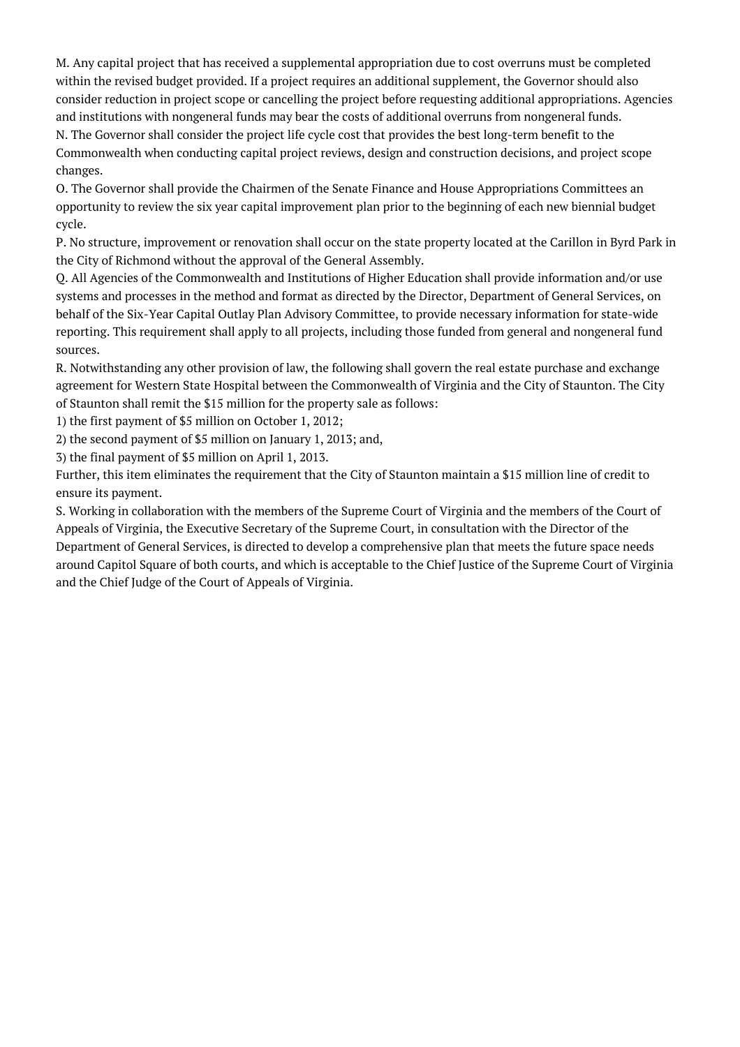M. Any capital project that has received a supplemental appropriation due to cost overruns must be completed within the revised budget provided. If a project requires an additional supplement, the Governor should also consider reduction in project scope or cancelling the project before requesting additional appropriations. Agencies and institutions with nongeneral funds may bear the costs of additional overruns from nongeneral funds.

N. The Governor shall consider the project life cycle cost that provides the best long-term benefit to the Commonwealth when conducting capital project reviews, design and construction decisions, and project scope changes.

O. The Governor shall provide the Chairmen of the Senate Finance and House Appropriations Committees an opportunity to review the six year capital improvement plan prior to the beginning of each new biennial budget cycle.

P. No structure, improvement or renovation shall occur on the state property located at the Carillon in Byrd Park in the City of Richmond without the approval of the General Assembly.

Q. All Agencies of the Commonwealth and Institutions of Higher Education shall provide information and/or use systems and processes in the method and format as directed by the Director, Department of General Services, on behalf of the Six-Year Capital Outlay Plan Advisory Committee, to provide necessary information for state-wide reporting. This requirement shall apply to all projects, including those funded from general and nongeneral fund sources.

R. Notwithstanding any other provision of law, the following shall govern the real estate purchase and exchange agreement for Western State Hospital between the Commonwealth of Virginia and the City of Staunton. The City of Staunton shall remit the $15 million for the property sale as follows:

1) the first payment of $5 million on October 1, 2012;

2) the second payment of $5 million on January 1, 2013; and,

3) the final payment of $5 million on April 1, 2013.

Further, this item eliminates the requirement that the City of Staunton maintain a $15 million line of credit to ensure its payment.

S. Working in collaboration with the members of the Supreme Court of Virginia and the members of the Court of Appeals of Virginia, the Executive Secretary of the Supreme Court, in consultation with the Director of the Department of General Services, is directed to develop a comprehensive plan that meets the future space needs around Capitol Square of both courts, and which is acceptable to the Chief Justice of the Supreme Court of Virginia and the Chief Judge of the Court of Appeals of Virginia.